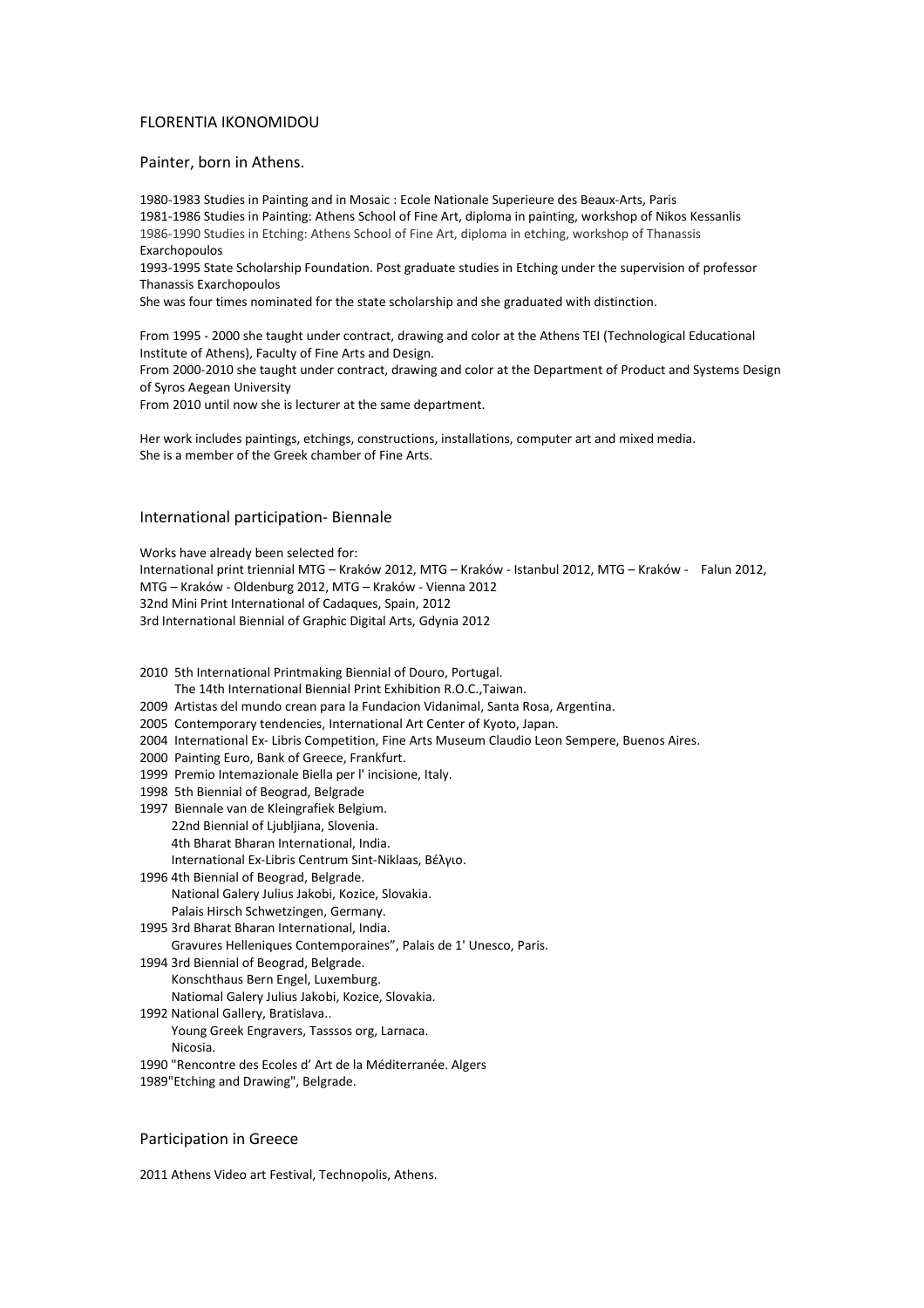# FLORENTIA IKONOMIDOU

Painter, born in Athens.

1980-1983 Studies in Painting and in Mosaic : Ecole Nationale Superieure des Beaux-Arts, Paris
1981-1986 Studies in Painting: Athens School of Fine Art, diploma in painting, workshop of Nikos Kessanlis
1986-1990 Studies in Etching: Athens School of Fine Art, diploma in etching, workshop of Thanassis Exarchopoulos
1993-1995 State Scholarship Foundation. Post graduate studies in Etching under the supervision of professor Thanassis Exarchopoulos
She was four times nominated for the state scholarship and she graduated with distinction.

From 1995 - 2000 she taught under contract, drawing and color at the Athens TEI (Technological Educational Institute of Athens), Faculty of Fine Arts and Design.
From 2000-2010 she taught under contract, drawing and color at the Department of Product and Systems Design of Syros Aegean University
From 2010 until now she is lecturer at the same department.

Her work includes paintings, etchings, constructions, installations, computer art and mixed media.
She is a member of the Greek chamber of Fine Arts.

## International participation- Biennale

Works have already been selected for:
International print triennial MTG – Kraków 2012, MTG – Kraków - Istanbul 2012, MTG – Kraków - Falun 2012, MTG – Kraków - Oldenburg 2012, MTG – Kraków - Vienna 2012
32nd Mini Print International of Cadaques, Spain, 2012
3rd International Biennial of Graphic Digital Arts, Gdynia 2012

2010 5th International Printmaking Biennial of Douro, Portugal.
The 14th International Biennial Print Exhibition R.O.C.,Taiwan.
2009 Artistas del mundo crean para la Fundacion Vidanimal, Santa Rosa, Argentina.
2005 Contemporary tendencies, International Art Center of Kyoto, Japan.
2004 International Ex- Libris Competition, Fine Arts Museum Claudio Leon Sempere, Buenos Aires.
2000 Painting Euro, Bank of Greece, Frankfurt.
1999 Premio Intemazionale Biella per l' incisione, Italy.
1998 5th Biennial of Beograd, Belgrade
1997 Biennale van de Kleingrafiek Belgium.
22nd Biennial of Ljubljiana, Slovenia.
4th Bharat Bharan International, India.
International Ex-Libris Centrum Sint-Niklaas, Βέλγιο.
1996 4th Biennial of Beograd, Belgrade.
National Galery Julius Jakobi, Kozice, Slovakia.
Palais Hirsch Schwetzingen, Germany.
1995 3rd Bharat Bharan International, India.
Gravures Helleniques Contemporaines", Palais de 1' Unesco, Paris.
1994 3rd Biennial of Beograd, Belgrade.
Konschthaus Bern Engel, Luxemburg.
Natiomal Galery Julius Jakobi, Kozice, Slovakia.
1992 National Gallery, Bratislava..
Young Greek Engravers, Tasssos org, Larnaca.
Nicosia.
1990 "Rencontre des Ecoles d' Art de la Méditerranée. Algers
1989"Etching and Drawing", Belgrade.

## Participation in Greece

2011 Athens Video art Festival, Technopolis, Athens.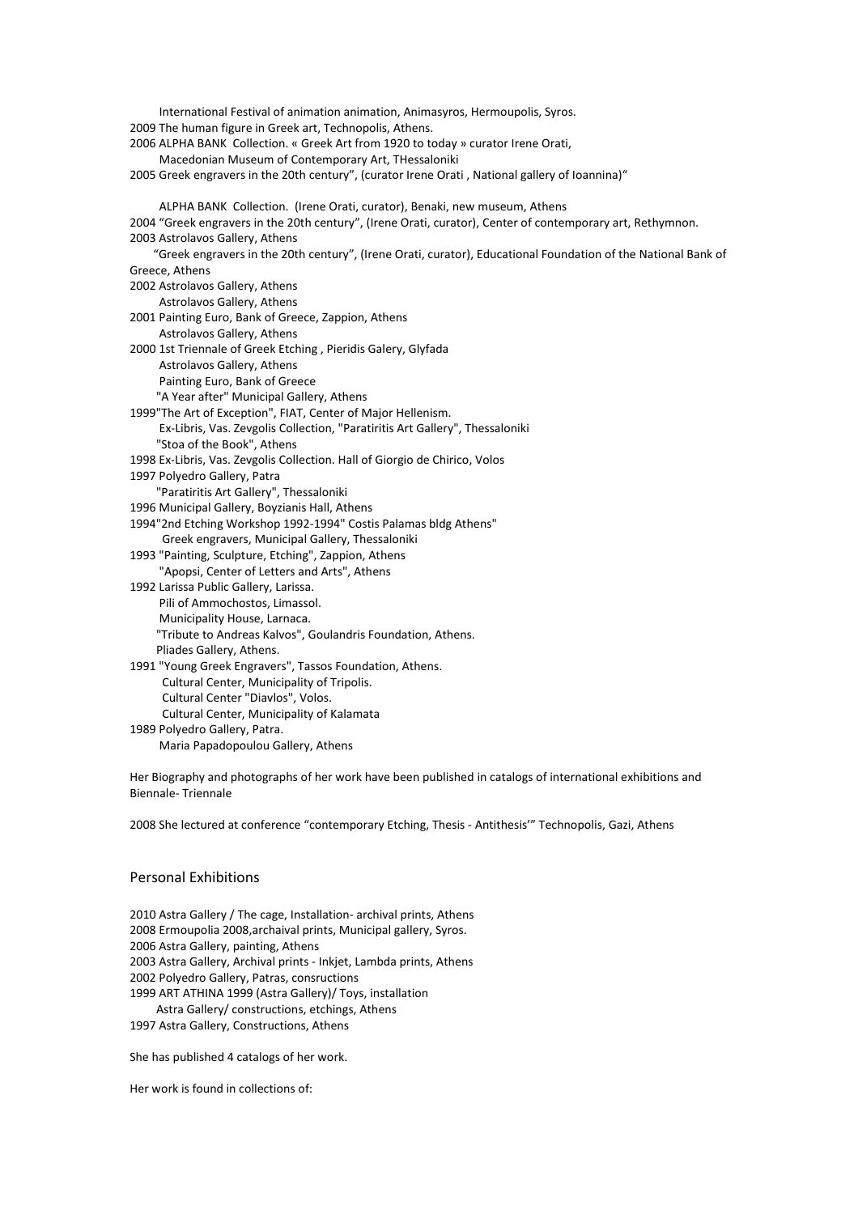International Festival of animation animation, Animasyros, Hermoupolis, Syros.
2009 The human figure in Greek art, Technopolis, Athens.
2006 ALPHA BANK Collection. « Greek Art from 1920 to today » curator Irene Orati,
Macedonian Museum of Contemporary Art, THessaloniki
2005 Greek engravers in the 20th century", (curator Irene Orati , National gallery of Ioannina)"

ALPHA BANK Collection. (Irene Orati, curator), Benaki, new museum, Athens
2004 "Greek engravers in the 20th century", (Irene Orati, curator), Center of contemporary art, Rethymnon.
2003 Astrolavos Gallery, Athens
"Greek engravers in the 20th century", (Irene Orati, curator), Educational Foundation of the National Bank of Greece, Athens
2002 Astrolavos Gallery, Athens
Astrolavos Gallery, Athens
2001 Painting Euro, Bank of Greece, Zappion, Athens
Astrolavos Gallery, Athens
2000 1st Triennale of Greek Etching , Pieridis Galery, Glyfada
Astrolavos Gallery, Athens
Painting Euro, Bank of Greece
"A Year after" Municipal Gallery, Athens
1999"The Art of Exception", FIAT, Center of Major Hellenism.
Ex-Libris, Vas. Zevgolis Collection, "Paratiritis Art Gallery", Thessaloniki
"Stoa of the Book", Athens
1998 Ex-Libris, Vas. Zevgolis Collection. Hall of Giorgio de Chirico, Volos
1997 Polyedro Gallery, Patra
"Paratiritis Art Gallery", Thessaloniki
1996 Municipal Gallery, Boyzianis Hall, Athens
1994"2nd Etching Workshop 1992-1994" Costis Palamas bldg Athens"
Greek engravers, Municipal Gallery, Thessaloniki
1993 "Painting, Sculpture, Etching", Zappion, Athens
"Apopsi, Center of Letters and Arts", Athens
1992 Larissa Public Gallery, Larissa.
Pili of Ammochostos, Limassol.
Municipality House, Larnaca.
"Tribute to Andreas Kalvos", Goulandris Foundation, Athens.
Pliades Gallery, Athens.
1991 "Young Greek Engravers", Tassos Foundation, Athens.
Cultural Center, Municipality of Tripolis.
Cultural Center "Diavlos", Volos.
Cultural Center, Municipality of Kalamata
1989 Polyedro Gallery, Patra.
Maria Papadopoulou Gallery, Athens

Her Biography and photographs of her work have been published in catalogs of international exhibitions and Biennale- Triennale

2008 She lectured at conference "contemporary Etching, Thesis - Antithesis'" Technopolis, Gazi, Athens

## Personal Exhibitions

2010 Astra Gallery / The cage, Installation- archival prints, Athens
2008 Ermoupolia 2008,archaival prints, Municipal gallery, Syros.
2006 Astra Gallery, painting, Athens
2003 Astra Gallery, Archival prints - Inkjet, Lambda prints, Athens
2002 Polyedro Gallery, Patras, consructions
1999 ART ATHINA 1999 (Astra Gallery)/ Toys, installation
Astra Gallery/ constructions, etchings, Athens
1997 Astra Gallery, Constructions, Athens

She has published 4 catalogs of her work.

Her work is found in collections of: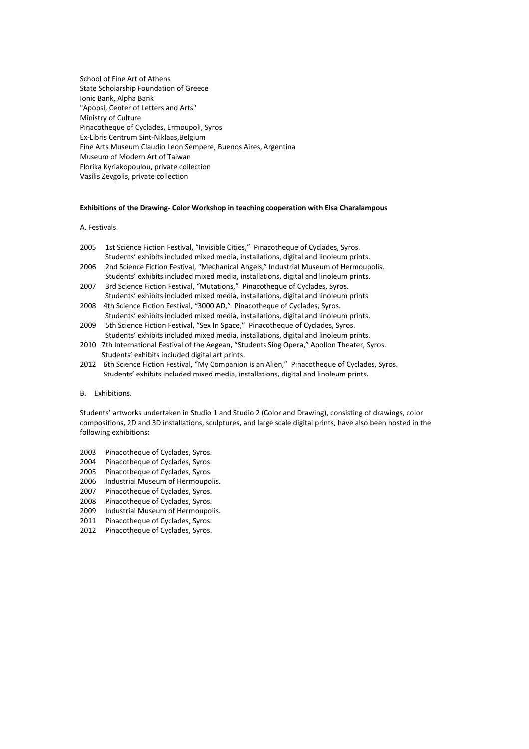School of Fine Art of Athens
State Scholarship Foundation of Greece
Ionic Bank, Alpha Bank
"Apopsi, Center of Letters and Arts"
Ministry of Culture
Pinacotheque of Cyclades, Ermoupoli, Syros
Ex-Libris Centrum Sint-Niklaas,Belgium
Fine Arts Museum Claudio Leon Sempere, Buenos Aires, Argentina
Museum of Modern Art of Taiwan
Florika Kyriakopoulou, private collection
Vasilis Zevgolis, private collection

**Exhibitions of the Drawing- Color Workshop in teaching cooperation with Elsa Charalampous**

A. Festivals.

2005 1st Science Fiction Festival, “Invisible Cities,” Pinacotheque of Cyclades, Syros.
Students’ exhibits included mixed media, installations, digital and linoleum prints.
2006 2nd Science Fiction Festival, “Mechanical Angels,” Industrial Museum of Hermoupolis.
Students’ exhibits included mixed media, installations, digital and linoleum prints.
2007 3rd Science Fiction Festival, “Mutations,” Pinacotheque of Cyclades, Syros.
Students’ exhibits included mixed media, installations, digital and linoleum prints
2008 4th Science Fiction Festival, “3000 AD,” Pinacotheque of Cyclades, Syros.
Students’ exhibits included mixed media, installations, digital and linoleum prints.
2009 5th Science Fiction Festival, “Sex In Space,” Pinacotheque of Cyclades, Syros.
Students’ exhibits included mixed media, installations, digital and linoleum prints.
2010 7th International Festival of the Aegean, “Students Sing Opera,” Apollon Theater, Syros.
Students’ exhibits included digital art prints.
2012 6th Science Fiction Festival, “My Companion is an Alien,” Pinacotheque of Cyclades, Syros.
Students’ exhibits included mixed media, installations, digital and linoleum prints.

B. Exhibitions.

Students’ artworks undertaken in Studio 1 and Studio 2 (Color and Drawing), consisting of drawings, color compositions, 2D and 3D installations, sculptures, and large scale digital prints, have also been hosted in the following exhibitions:

2003 Pinacotheque of Cyclades, Syros.
2004 Pinacotheque of Cyclades, Syros.
2005 Pinacotheque of Cyclades, Syros.
2006 Industrial Museum of Hermoupolis.
2007 Pinacotheque of Cyclades, Syros.
2008 Pinacotheque of Cyclades, Syros.
2009 Industrial Museum of Hermoupolis.
2011 Pinacotheque of Cyclades, Syros.
2012 Pinacotheque of Cyclades, Syros.